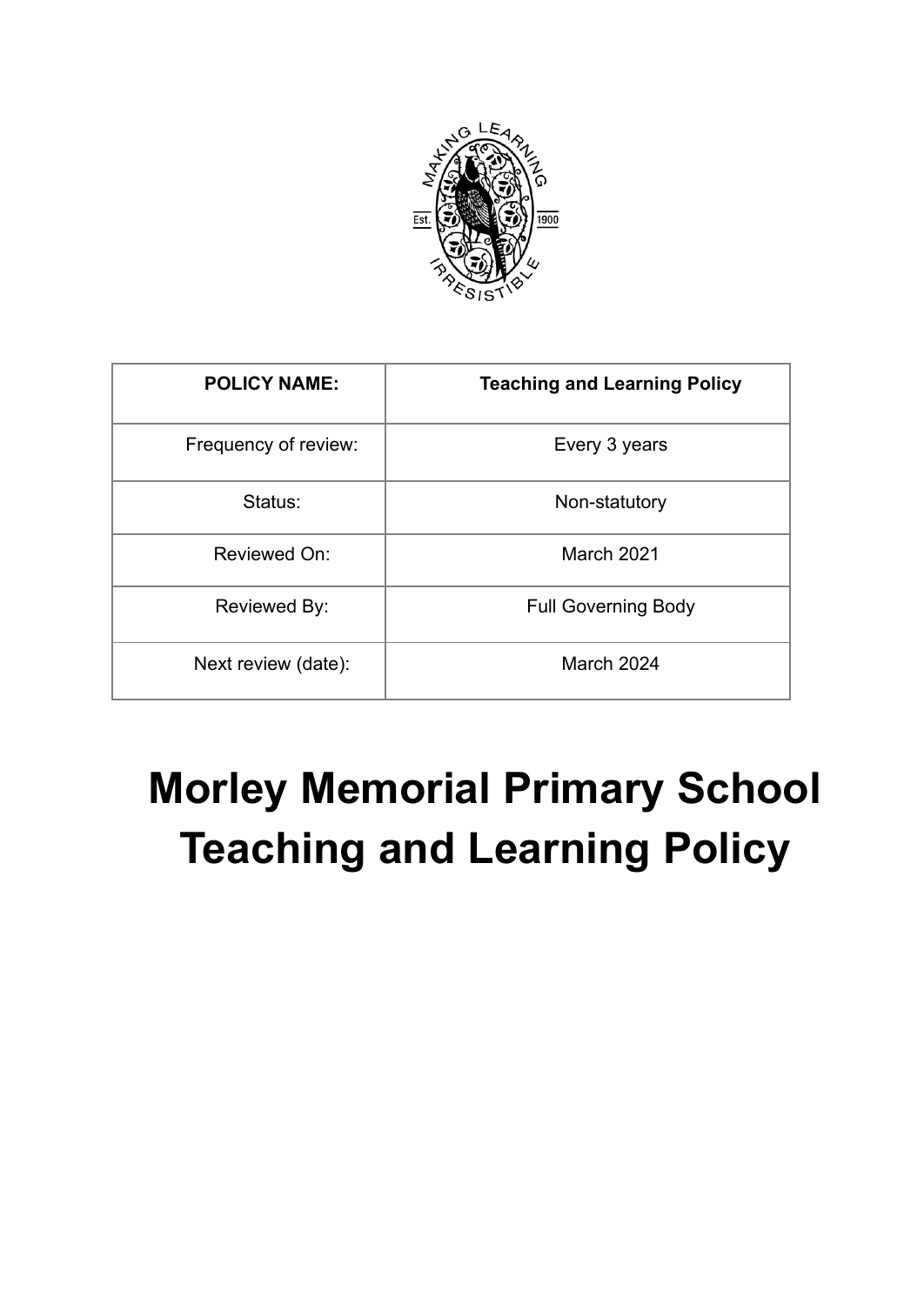| POLICY NAME: | Teaching and Learning Policy |
| --- | --- |
| Frequency of review: | Every 3 years |
| Status: | Non-statutory |
| Reviewed On: | March 2021 |
| Reviewed By: | Full Governing Body |
| Next review (date): | March 2024 |

# Morley Memorial Primary School Teaching and Learning Policy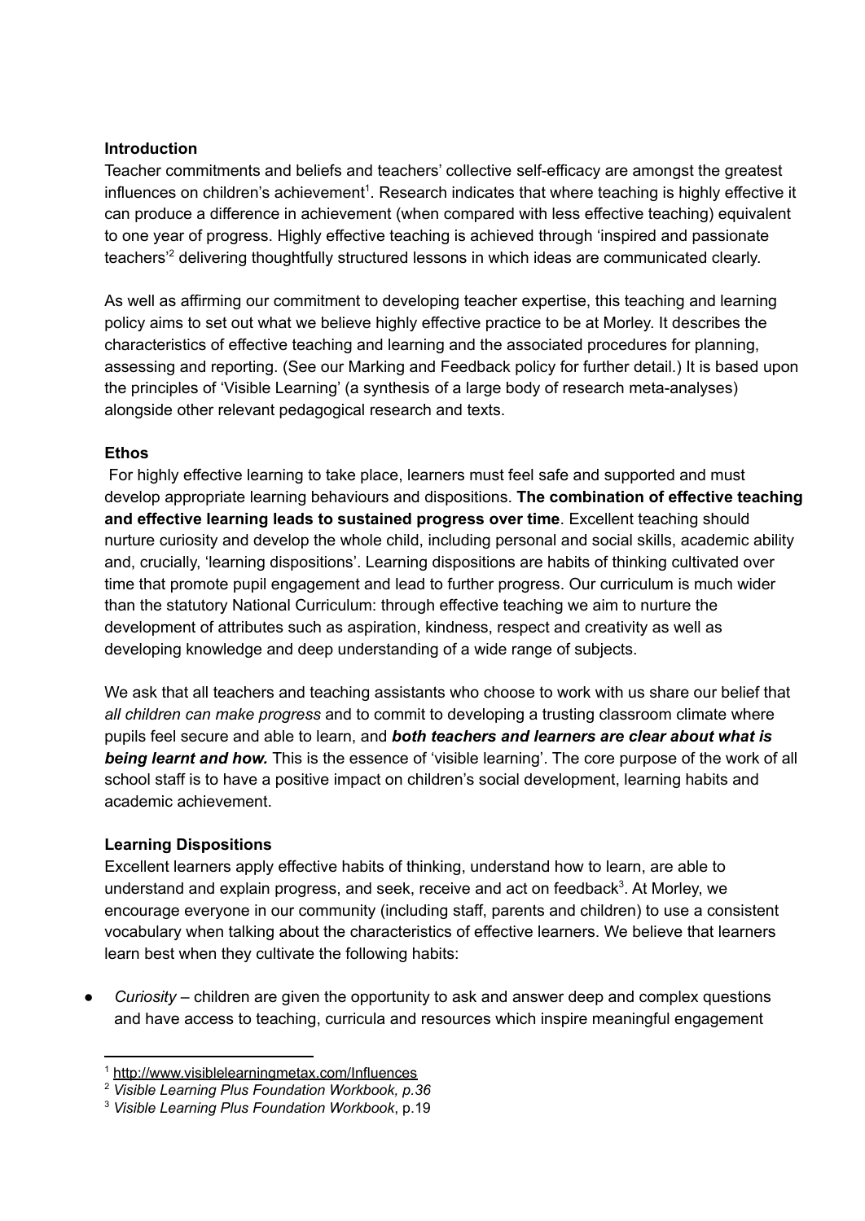**Introduction**

Teacher commitments and beliefs and teachers' collective self-efficacy are amongst the greatest influences on children's achievement[1]. Research indicates that where teaching is highly effective it can produce a difference in achievement (when compared with less effective teaching) equivalent to one year of progress. Highly effective teaching is achieved through 'inspired and passionate teachers'[2] delivering thoughtfully structured lessons in which ideas are communicated clearly.

As well as affirming our commitment to developing teacher expertise, this teaching and learning policy aims to set out what we believe highly effective practice to be at Morley. It describes the characteristics of effective teaching and learning and the associated procedures for planning, assessing and reporting. (See our Marking and Feedback policy for further detail.) It is based upon the principles of 'Visible Learning' (a synthesis of a large body of research meta-analyses) alongside other relevant pedagogical research and texts.

**Ethos**

For highly effective learning to take place, learners must feel safe and supported and must develop appropriate learning behaviours and dispositions. **The combination of effective teaching and effective learning leads to sustained progress over time**. Excellent teaching should nurture curiosity and develop the whole child, including personal and social skills, academic ability and, crucially, 'learning dispositions'. Learning dispositions are habits of thinking cultivated over time that promote pupil engagement and lead to further progress. Our curriculum is much wider than the statutory National Curriculum: through effective teaching we aim to nurture the development of attributes such as aspiration, kindness, respect and creativity as well as developing knowledge and deep understanding of a wide range of subjects.

We ask that all teachers and teaching assistants who choose to work with us share our belief that *all children can make progress* and to commit to developing a trusting classroom climate where pupils feel secure and able to learn, and ***both teachers and learners are clear about what is being learnt and how.*** This is the essence of 'visible learning'. The core purpose of the work of all school staff is to have a positive impact on children's social development, learning habits and academic achievement.

**Learning Dispositions**

Excellent learners apply effective habits of thinking, understand how to learn, are able to understand and explain progress, and seek, receive and act on feedback[3]. At Morley, we encourage everyone in our community (including staff, parents and children) to use a consistent vocabulary when talking about the characteristics of effective learners. We believe that learners learn best when they cultivate the following habits:

- *Curiosity* – children are given the opportunity to ask and answer deep and complex questions and have access to teaching, curricula and resources which inspire meaningful engagement

---

[1] http://www.visiblelearningmetax.com/Influences

[2] *Visible Learning Plus Foundation Workbook, p.36*

[3] *Visible Learning Plus Foundation Workbook*, p.19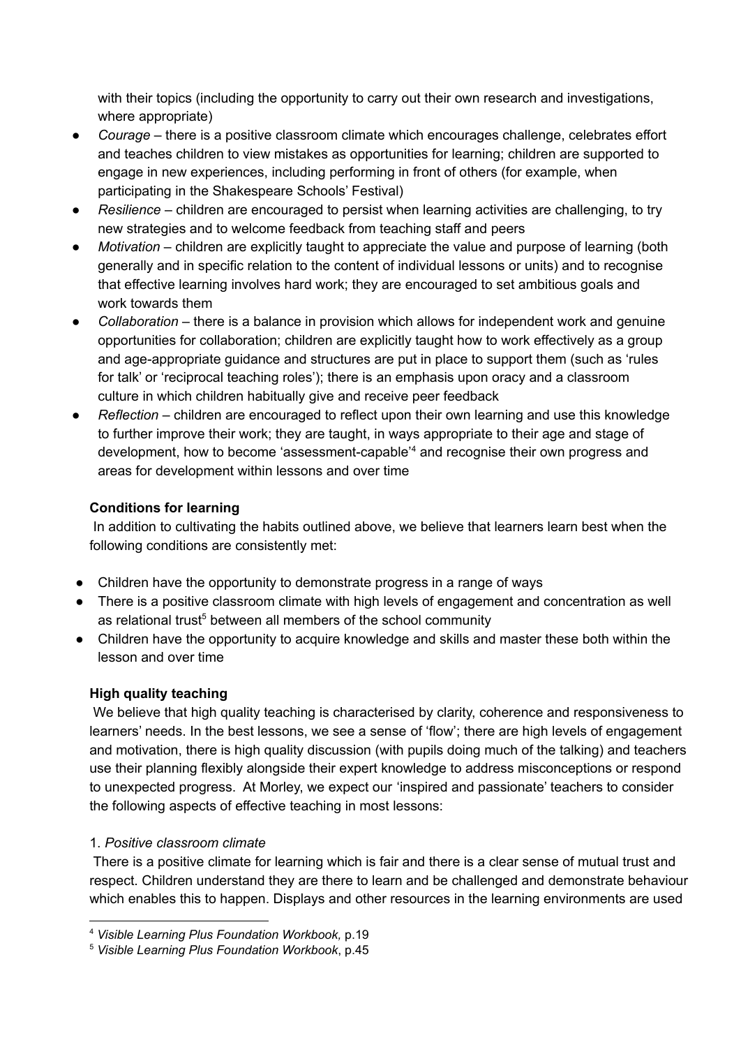with their topics (including the opportunity to carry out their own research and investigations, where appropriate)

- *Courage* – there is a positive classroom climate which encourages challenge, celebrates effort and teaches children to view mistakes as opportunities for learning; children are supported to engage in new experiences, including performing in front of others (for example, when participating in the Shakespeare Schools' Festival)
- *Resilience* – children are encouraged to persist when learning activities are challenging, to try new strategies and to welcome feedback from teaching staff and peers
- *Motivation* – children are explicitly taught to appreciate the value and purpose of learning (both generally and in specific relation to the content of individual lessons or units) and to recognise that effective learning involves hard work; they are encouraged to set ambitious goals and work towards them
- *Collaboration* – there is a balance in provision which allows for independent work and genuine opportunities for collaboration; children are explicitly taught how to work effectively as a group and age-appropriate guidance and structures are put in place to support them (such as 'rules for talk' or 'reciprocal teaching roles'); there is an emphasis upon oracy and a classroom culture in which children habitually give and receive peer feedback
- *Reflection* – children are encouraged to reflect upon their own learning and use this knowledge to further improve their work; they are taught, in ways appropriate to their age and stage of development, how to become 'assessment-capable'[4] and recognise their own progress and areas for development within lessons and over time

**Conditions for learning**

In addition to cultivating the habits outlined above, we believe that learners learn best when the following conditions are consistently met:

- Children have the opportunity to demonstrate progress in a range of ways
- There is a positive classroom climate with high levels of engagement and concentration as well as relational trust[5] between all members of the school community
- Children have the opportunity to acquire knowledge and skills and master these both within the lesson and over time

**High quality teaching**

We believe that high quality teaching is characterised by clarity, coherence and responsiveness to learners' needs. In the best lessons, we see a sense of 'flow'; there are high levels of engagement and motivation, there is high quality discussion (with pupils doing much of the talking) and teachers use their planning flexibly alongside their expert knowledge to address misconceptions or respond to unexpected progress. At Morley, we expect our 'inspired and passionate' teachers to consider the following aspects of effective teaching in most lessons:

1. *Positive classroom climate*

There is a positive climate for learning which is fair and there is a clear sense of mutual trust and respect. Children understand they are there to learn and be challenged and demonstrate behaviour which enables this to happen. Displays and other resources in the learning environments are used

[4] *Visible Learning Plus Foundation Workbook,* p.19

[5] *Visible Learning Plus Foundation Workbook*, p.45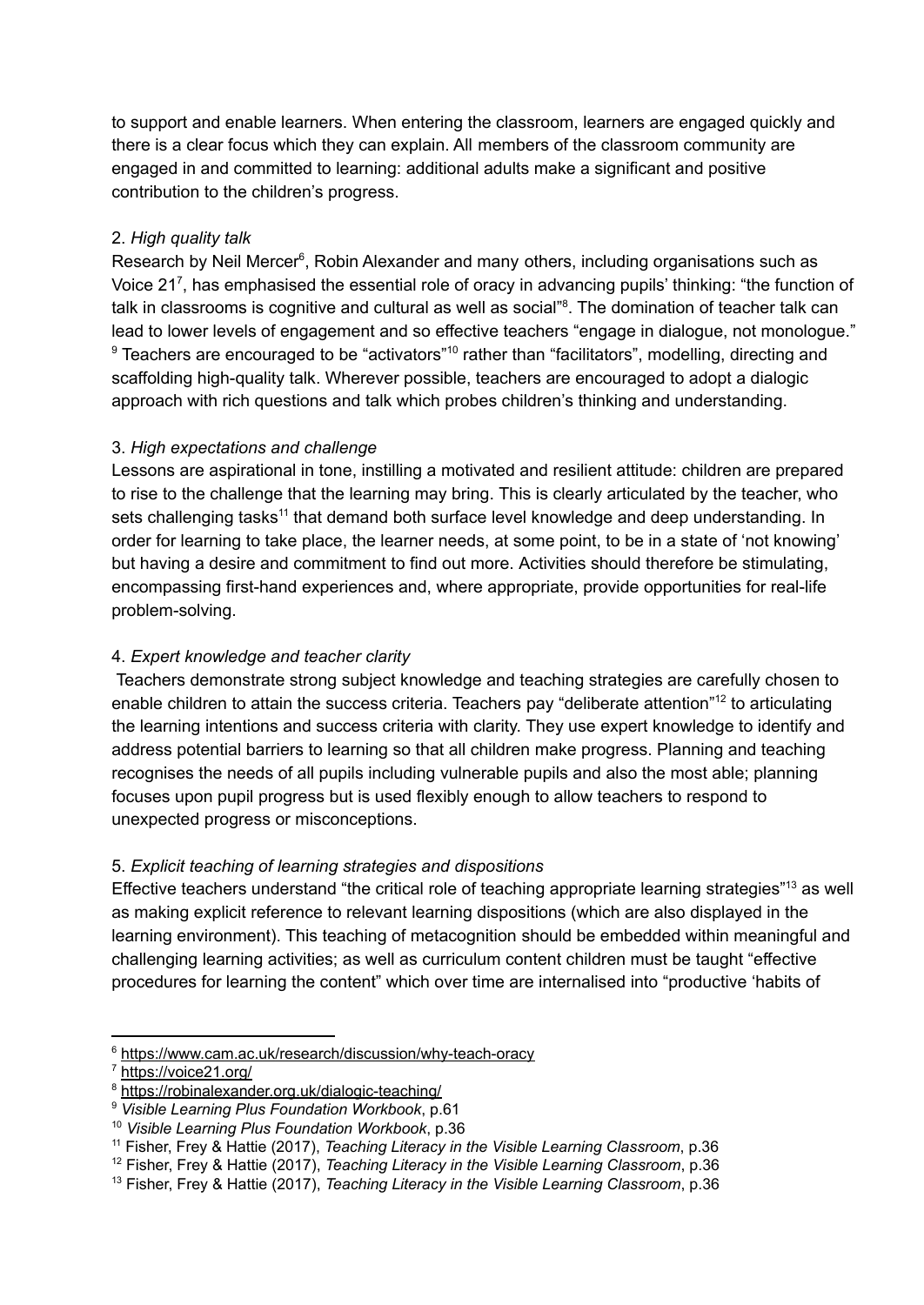to support and enable learners. When entering the classroom, learners are engaged quickly and there is a clear focus which they can explain. All members of the classroom community are engaged in and committed to learning: additional adults make a significant and positive contribution to the children's progress.

2. *High quality talk*

Research by Neil Mercer[6], Robin Alexander and many others, including organisations such as Voice 21[7], has emphasised the essential role of oracy in advancing pupils' thinking: "the function of talk in classrooms is cognitive and cultural as well as social"[8]. The domination of teacher talk can lead to lower levels of engagement and so effective teachers "engage in dialogue, not monologue."[9] Teachers are encouraged to be "activators"[10] rather than "facilitators", modelling, directing and scaffolding high-quality talk. Wherever possible, teachers are encouraged to adopt a dialogic approach with rich questions and talk which probes children's thinking and understanding.

3. *High expectations and challenge*

Lessons are aspirational in tone, instilling a motivated and resilient attitude: children are prepared to rise to the challenge that the learning may bring. This is clearly articulated by the teacher, who sets challenging tasks[11] that demand both surface level knowledge and deep understanding. In order for learning to take place, the learner needs, at some point, to be in a state of 'not knowing' but having a desire and commitment to find out more. Activities should therefore be stimulating, encompassing first-hand experiences and, where appropriate, provide opportunities for real-life problem-solving.

4. *Expert knowledge and teacher clarity*

Teachers demonstrate strong subject knowledge and teaching strategies are carefully chosen to enable children to attain the success criteria. Teachers pay "deliberate attention"[12] to articulating the learning intentions and success criteria with clarity. They use expert knowledge to identify and address potential barriers to learning so that all children make progress. Planning and teaching recognises the needs of all pupils including vulnerable pupils and also the most able; planning focuses upon pupil progress but is used flexibly enough to allow teachers to respond to unexpected progress or misconceptions.

5. *Explicit teaching of learning strategies and dispositions*

Effective teachers understand "the critical role of teaching appropriate learning strategies"[13] as well as making explicit reference to relevant learning dispositions (which are also displayed in the learning environment). This teaching of metacognition should be embedded within meaningful and challenging learning activities; as well as curriculum content children must be taught "effective procedures for learning the content" which over time are internalised into "productive 'habits of

---

[6] https://www.cam.ac.uk/research/discussion/why-teach-oracy

[7] https://voice21.org/

[8] https://robinalexander.org.uk/dialogic-teaching/

[9] *Visible Learning Plus Foundation Workbook*, p.61

[10] *Visible Learning Plus Foundation Workbook*, p.36

[11] Fisher, Frey & Hattie (2017), *Teaching Literacy in the Visible Learning Classroom*, p.36

[12] Fisher, Frey & Hattie (2017), *Teaching Literacy in the Visible Learning Classroom*, p.36

[13] Fisher, Frey & Hattie (2017), *Teaching Literacy in the Visible Learning Classroom*, p.36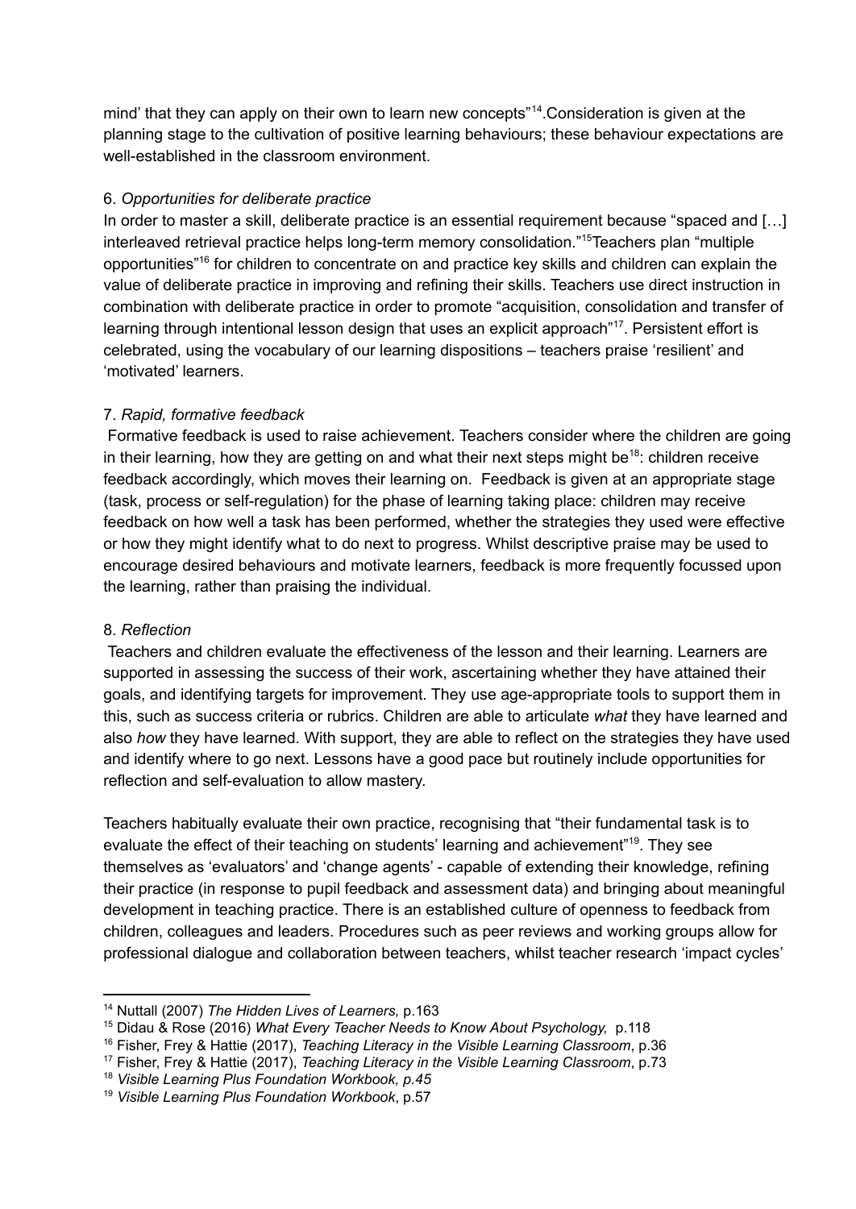mind' that they can apply on their own to learn new concepts"[14].Consideration is given at the planning stage to the cultivation of positive learning behaviours; these behaviour expectations are well-established in the classroom environment.

6. *Opportunities for deliberate practice*

In order to master a skill, deliberate practice is an essential requirement because "spaced and […] interleaved retrieval practice helps long-term memory consolidation."[15]Teachers plan "multiple opportunities"[16] for children to concentrate on and practice key skills and children can explain the value of deliberate practice in improving and refining their skills. Teachers use direct instruction in combination with deliberate practice in order to promote "acquisition, consolidation and transfer of learning through intentional lesson design that uses an explicit approach"[17]. Persistent effort is celebrated, using the vocabulary of our learning dispositions – teachers praise 'resilient' and 'motivated' learners.

7. *Rapid, formative feedback*

Formative feedback is used to raise achievement. Teachers consider where the children are going in their learning, how they are getting on and what their next steps might be[18]: children receive feedback accordingly, which moves their learning on. Feedback is given at an appropriate stage (task, process or self-regulation) for the phase of learning taking place: children may receive feedback on how well a task has been performed, whether the strategies they used were effective or how they might identify what to do next to progress. Whilst descriptive praise may be used to encourage desired behaviours and motivate learners, feedback is more frequently focussed upon the learning, rather than praising the individual.

8. *Reflection*

Teachers and children evaluate the effectiveness of the lesson and their learning. Learners are supported in assessing the success of their work, ascertaining whether they have attained their goals, and identifying targets for improvement. They use age-appropriate tools to support them in this, such as success criteria or rubrics. Children are able to articulate *what* they have learned and also *how* they have learned. With support, they are able to reflect on the strategies they have used and identify where to go next. Lessons have a good pace but routinely include opportunities for reflection and self-evaluation to allow mastery.

Teachers habitually evaluate their own practice, recognising that "their fundamental task is to evaluate the effect of their teaching on students' learning and achievement"[19]. They see themselves as 'evaluators' and 'change agents' - capable of extending their knowledge, refining their practice (in response to pupil feedback and assessment data) and bringing about meaningful development in teaching practice. There is an established culture of openness to feedback from children, colleagues and leaders. Procedures such as peer reviews and working groups allow for professional dialogue and collaboration between teachers, whilst teacher research 'impact cycles'

---

[14] Nuttall (2007) *The Hidden Lives of Learners,* p.163

[15] Didau & Rose (2016) *What Every Teacher Needs to Know About Psychology,* p.118

[16] Fisher, Frey & Hattie (2017), *Teaching Literacy in the Visible Learning Classroom*, p.36

[17] Fisher, Frey & Hattie (2017), *Teaching Literacy in the Visible Learning Classroom*, p.73

[18] *Visible Learning Plus Foundation Workbook, p.45*

[19] *Visible Learning Plus Foundation Workbook*, p.57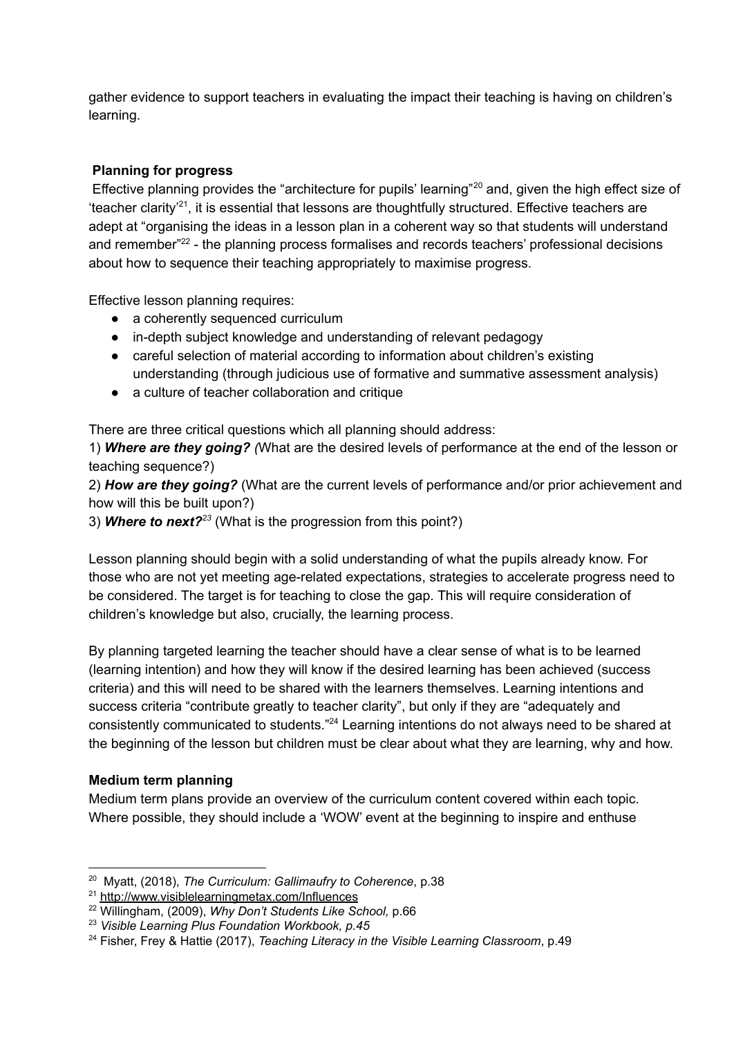gather evidence to support teachers in evaluating the impact their teaching is having on children's learning.

### Planning for progress

Effective planning provides the "architecture for pupils' learning"[20] and, given the high effect size of 'teacher clarity'[21], it is essential that lessons are thoughtfully structured. Effective teachers are adept at "organising the ideas in a lesson plan in a coherent way so that students will understand and remember"[22] - the planning process formalises and records teachers' professional decisions about how to sequence their teaching appropriately to maximise progress.

Effective lesson planning requires:

- a coherently sequenced curriculum
- in-depth subject knowledge and understanding of relevant pedagogy
- careful selection of material according to information about children's existing understanding (through judicious use of formative and summative assessment analysis)
- a culture of teacher collaboration and critique

There are three critical questions which all planning should address:

1) ***Where are they going?*** *(*What are the desired levels of performance at the end of the lesson or teaching sequence?)

2) ***How are they going?*** (What are the current levels of performance and/or prior achievement and how will this be built upon?)

3) ***Where to next?***[23] (What is the progression from this point?)

Lesson planning should begin with a solid understanding of what the pupils already know. For those who are not yet meeting age-related expectations, strategies to accelerate progress need to be considered. The target is for teaching to close the gap. This will require consideration of children's knowledge but also, crucially, the learning process.

By planning targeted learning the teacher should have a clear sense of what is to be learned (learning intention) and how they will know if the desired learning has been achieved (success criteria) and this will need to be shared with the learners themselves. Learning intentions and success criteria "contribute greatly to teacher clarity", but only if they are "adequately and consistently communicated to students."[24] Learning intentions do not always need to be shared at the beginning of the lesson but children must be clear about what they are learning, why and how.

### Medium term planning

Medium term plans provide an overview of the curriculum content covered within each topic. Where possible, they should include a 'WOW' event at the beginning to inspire and enthuse

---

[20] Myatt, (2018), *The Curriculum: Gallimaufry to Coherence*, p.38

[21] http://www.visiblelearningmetax.com/Influences

[22] Willingham, (2009), *Why Don't Students Like School,* p.66

[23] *Visible Learning Plus Foundation Workbook, p.45*

[24] Fisher, Frey & Hattie (2017), *Teaching Literacy in the Visible Learning Classroom*, p.49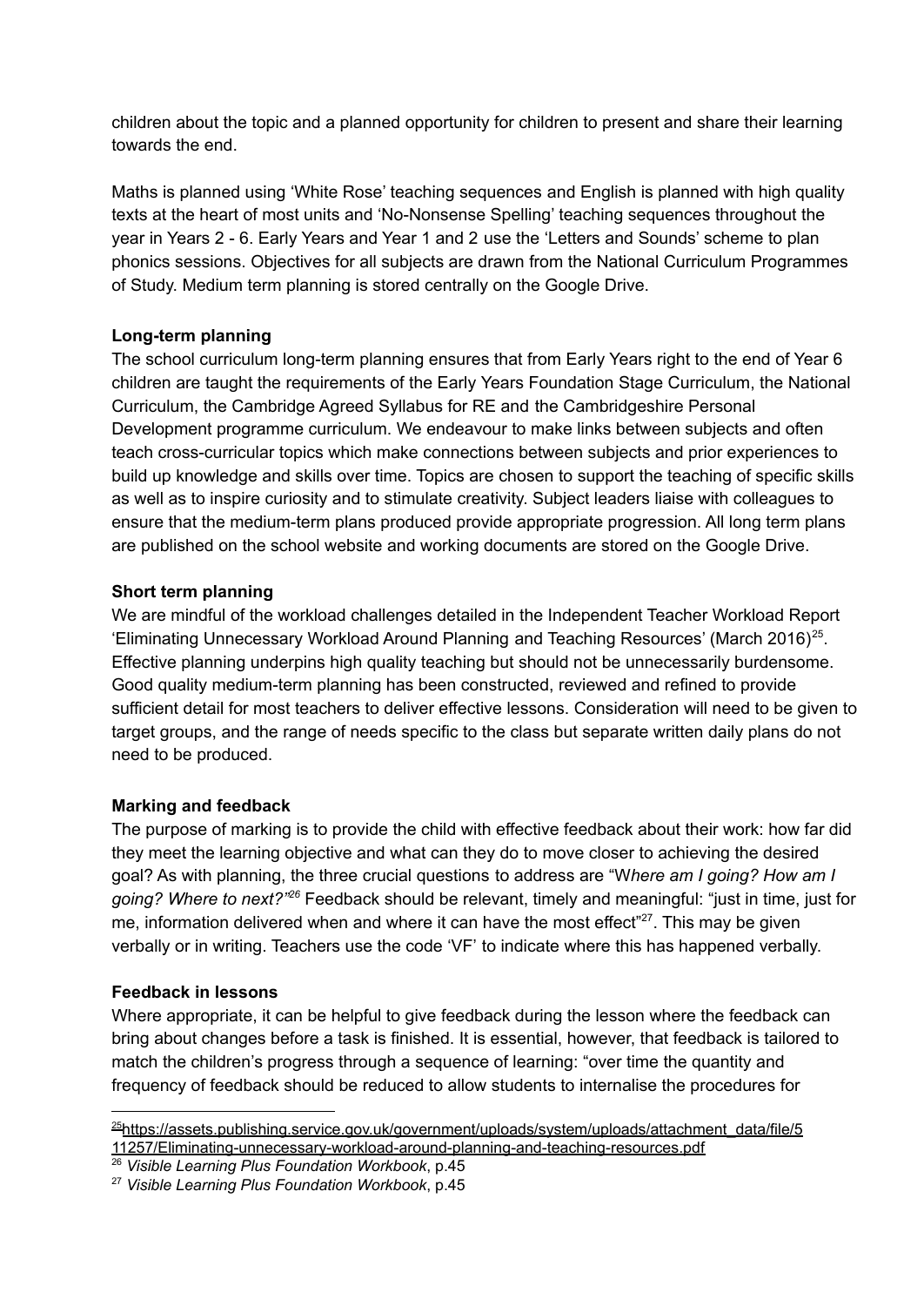children about the topic and a planned opportunity for children to present and share their learning towards the end.

Maths is planned using 'White Rose' teaching sequences and English is planned with high quality texts at the heart of most units and 'No-Nonsense Spelling' teaching sequences throughout the year in Years 2 - 6. Early Years and Year 1 and 2 use the 'Letters and Sounds' scheme to plan phonics sessions. Objectives for all subjects are drawn from the National Curriculum Programmes of Study. Medium term planning is stored centrally on the Google Drive.

**Long-term planning**

The school curriculum long-term planning ensures that from Early Years right to the end of Year 6 children are taught the requirements of the Early Years Foundation Stage Curriculum, the National Curriculum, the Cambridge Agreed Syllabus for RE and the Cambridgeshire Personal Development programme curriculum. We endeavour to make links between subjects and often teach cross-curricular topics which make connections between subjects and prior experiences to build up knowledge and skills over time. Topics are chosen to support the teaching of specific skills as well as to inspire curiosity and to stimulate creativity. Subject leaders liaise with colleagues to ensure that the medium-term plans produced provide appropriate progression. All long term plans are published on the school website and working documents are stored on the Google Drive.

**Short term planning**

We are mindful of the workload challenges detailed in the Independent Teacher Workload Report 'Eliminating Unnecessary Workload Around Planning and Teaching Resources' (March 2016)[25]. Effective planning underpins high quality teaching but should not be unnecessarily burdensome. Good quality medium-term planning has been constructed, reviewed and refined to provide sufficient detail for most teachers to deliver effective lessons. Consideration will need to be given to target groups, and the range of needs specific to the class but separate written daily plans do not need to be produced.

**Marking and feedback**

The purpose of marking is to provide the child with effective feedback about their work: how far did they meet the learning objective and what can they do to move closer to achieving the desired goal? As with planning, the three crucial questions to address are "W*here am I going? How am I going? Where to next?"*[26] Feedback should be relevant, timely and meaningful: "just in time, just for me, information delivered when and where it can have the most effect"[27]. This may be given verbally or in writing. Teachers use the code 'VF' to indicate where this has happened verbally.

**Feedback in lessons**

Where appropriate, it can be helpful to give feedback during the lesson where the feedback can bring about changes before a task is finished. It is essential, however, that feedback is tailored to match the children's progress through a sequence of learning: "over time the quantity and frequency of feedback should be reduced to allow students to internalise the procedures for

---

[25] https://assets.publishing.service.gov.uk/government/uploads/system/uploads/attachment_data/file/511257/Eliminating-unnecessary-workload-around-planning-and-teaching-resources.pdf

[26] *Visible Learning Plus Foundation Workbook*, p.45

[27] *Visible Learning Plus Foundation Workbook*, p.45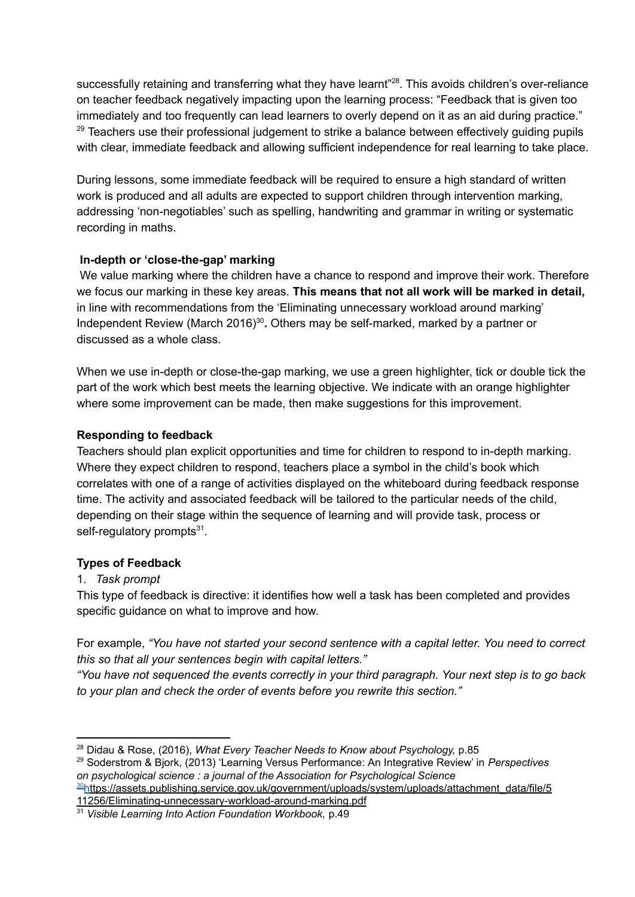successfully retaining and transferring what they have learnt"[28]. This avoids children's over-reliance on teacher feedback negatively impacting upon the learning process: "Feedback that is given too immediately and too frequently can lead learners to overly depend on it as an aid during practice." [29] Teachers use their professional judgement to strike a balance between effectively guiding pupils with clear, immediate feedback and allowing sufficient independence for real learning to take place.

During lessons, some immediate feedback will be required to ensure a high standard of written work is produced and all adults are expected to support children through intervention marking, addressing 'non-negotiables' such as spelling, handwriting and grammar in writing or systematic recording in maths.

**In-depth or 'close-the-gap' marking**

We value marking where the children have a chance to respond and improve their work. Therefore we focus our marking in these key areas. **This means that not all work will be marked in detail,** in line with recommendations from the 'Eliminating unnecessary workload around marking' Independent Review (March 2016)[30]**.** Others may be self-marked, marked by a partner or discussed as a whole class.

When we use in-depth or close-the-gap marking, we use a green highlighter, tick or double tick the part of the work which best meets the learning objective. We indicate with an orange highlighter where some improvement can be made, then make suggestions for this improvement.

**Responding to feedback**

Teachers should plan explicit opportunities and time for children to respond to in-depth marking. Where they expect children to respond, teachers place a symbol in the child's book which correlates with one of a range of activities displayed on the whiteboard during feedback response time. The activity and associated feedback will be tailored to the particular needs of the child, depending on their stage within the sequence of learning and will provide task, process or self-regulatory prompts[31].

**Types of Feedback**

1. *Task prompt*

This type of feedback is directive: it identifies how well a task has been completed and provides specific guidance on what to improve and how.

For example, *"You have not started your second sentence with a capital letter. You need to correct this so that all your sentences begin with capital letters."*

*"You have not sequenced the events correctly in your third paragraph. Your next step is to go back to your plan and check the order of events before you rewrite this section."*

---

[28] Didau & Rose, (2016), *What Every Teacher Needs to Know about Psychology,* p.85

[29] Soderstrom & Bjork, (2013) 'Learning Versus Performance: An Integrative Review' in *Perspectives on psychological science : a journal of the Association for Psychological Science*

[30] https://assets.publishing.service.gov.uk/government/uploads/system/uploads/attachment_data/file/511256/Eliminating-unnecessary-workload-around-marking.pdf

[31] *Visible Learning Into Action Foundation Workbook,* p.49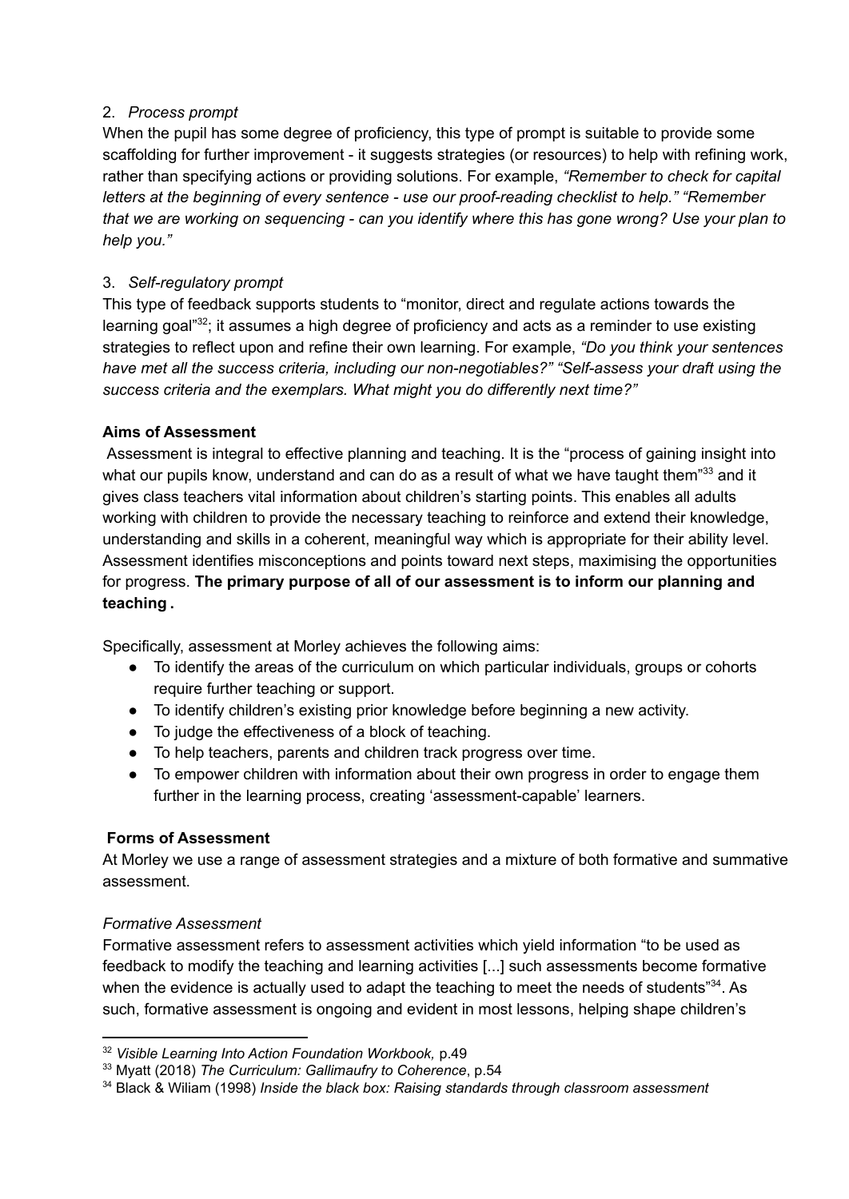2. *Process prompt*

When the pupil has some degree of proficiency, this type of prompt is suitable to provide some scaffolding for further improvement - it suggests strategies (or resources) to help with refining work, rather than specifying actions or providing solutions. For example, *"Remember to check for capital letters at the beginning of every sentence - use our proof-reading checklist to help." "Remember that we are working on sequencing - can you identify where this has gone wrong? Use your plan to help you."*

3. *Self-regulatory prompt*

This type of feedback supports students to "monitor, direct and regulate actions towards the learning goal"[32]; it assumes a high degree of proficiency and acts as a reminder to use existing strategies to reflect upon and refine their own learning. For example, *"Do you think your sentences have met all the success criteria, including our non-negotiables?" "Self-assess your draft using the success criteria and the exemplars. What might you do differently next time?"*

**Aims of Assessment**

Assessment is integral to effective planning and teaching. It is the "process of gaining insight into what our pupils know, understand and can do as a result of what we have taught them"[33] and it gives class teachers vital information about children's starting points. This enables all adults working with children to provide the necessary teaching to reinforce and extend their knowledge, understanding and skills in a coherent, meaningful way which is appropriate for their ability level. Assessment identifies misconceptions and points toward next steps, maximising the opportunities for progress. **The primary purpose of all of our assessment is to inform our planning and teaching.**

Specifically, assessment at Morley achieves the following aims:

- To identify the areas of the curriculum on which particular individuals, groups or cohorts require further teaching or support.
- To identify children's existing prior knowledge before beginning a new activity.
- To judge the effectiveness of a block of teaching.
- To help teachers, parents and children track progress over time.
- To empower children with information about their own progress in order to engage them further in the learning process, creating 'assessment-capable' learners.

**Forms of Assessment**

At Morley we use a range of assessment strategies and a mixture of both formative and summative assessment.

*Formative Assessment*

Formative assessment refers to assessment activities which yield information "to be used as feedback to modify the teaching and learning activities [...] such assessments become formative when the evidence is actually used to adapt the teaching to meet the needs of students"[34]. As such, formative assessment is ongoing and evident in most lessons, helping shape children's

---

[32] *Visible Learning Into Action Foundation Workbook,* p.49

[33] Myatt (2018) *The Curriculum: Gallimaufry to Coherence*, p.54

[34] Black & Wiliam (1998) *Inside the black box: Raising standards through classroom assessment*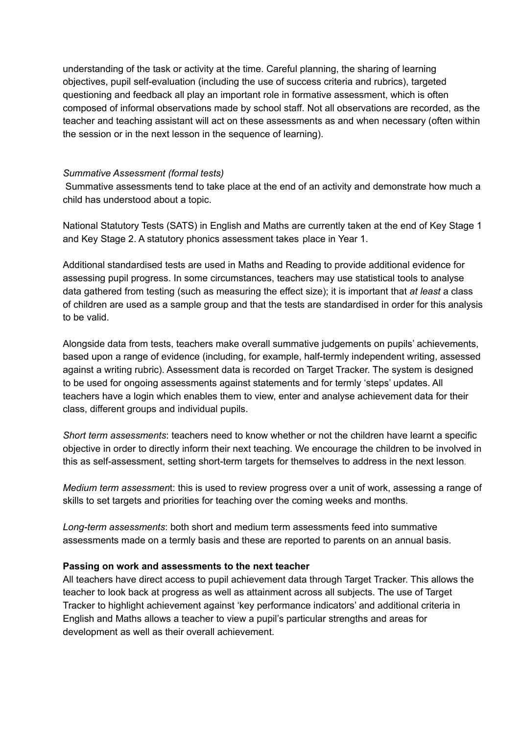understanding of the task or activity at the time. Careful planning, the sharing of learning objectives, pupil self-evaluation (including the use of success criteria and rubrics), targeted questioning and feedback all play an important role in formative assessment, which is often composed of informal observations made by school staff. Not all observations are recorded, as the teacher and teaching assistant will act on these assessments as and when necessary (often within the session or in the next lesson in the sequence of learning).

*Summative Assessment (formal tests)*

Summative assessments tend to take place at the end of an activity and demonstrate how much a child has understood about a topic.

National Statutory Tests (SATS) in English and Maths are currently taken at the end of Key Stage 1 and Key Stage 2. A statutory phonics assessment takes place in Year 1.

Additional standardised tests are used in Maths and Reading to provide additional evidence for assessing pupil progress. In some circumstances, teachers may use statistical tools to analyse data gathered from testing (such as measuring the effect size); it is important that *at least* a class of children are used as a sample group and that the tests are standardised in order for this analysis to be valid.

Alongside data from tests, teachers make overall summative judgements on pupils' achievements, based upon a range of evidence (including, for example, half-termly independent writing, assessed against a writing rubric). Assessment data is recorded on Target Tracker. The system is designed to be used for ongoing assessments against statements and for termly 'steps' updates. All teachers have a login which enables them to view, enter and analyse achievement data for their class, different groups and individual pupils.

*Short term assessments*: teachers need to know whether or not the children have learnt a specific objective in order to directly inform their next teaching. We encourage the children to be involved in this as self-assessment, setting short-term targets for themselves to address in the next lesson.

*Medium term assessment*: this is used to review progress over a unit of work, assessing a range of skills to set targets and priorities for teaching over the coming weeks and months.

*Long-term assessments*: both short and medium term assessments feed into summative assessments made on a termly basis and these are reported to parents on an annual basis.

**Passing on work and assessments to the next teacher**

All teachers have direct access to pupil achievement data through Target Tracker. This allows the teacher to look back at progress as well as attainment across all subjects. The use of Target Tracker to highlight achievement against 'key performance indicators' and additional criteria in English and Maths allows a teacher to view a pupil's particular strengths and areas for development as well as their overall achievement.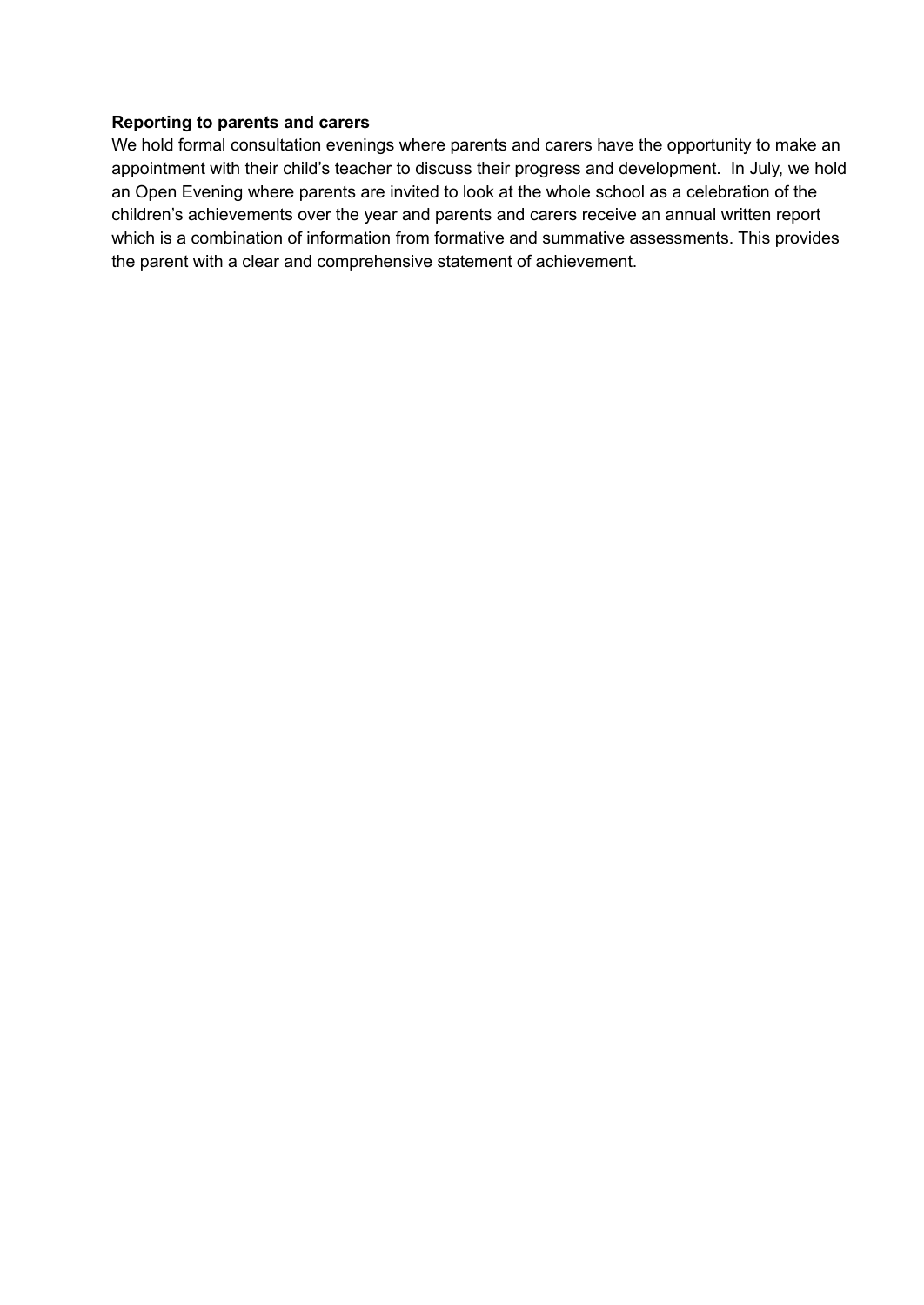**Reporting to parents and carers**

We hold formal consultation evenings where parents and carers have the opportunity to make an appointment with their child's teacher to discuss their progress and development. In July, we hold an Open Evening where parents are invited to look at the whole school as a celebration of the children's achievements over the year and parents and carers receive an annual written report which is a combination of information from formative and summative assessments. This provides the parent with a clear and comprehensive statement of achievement.